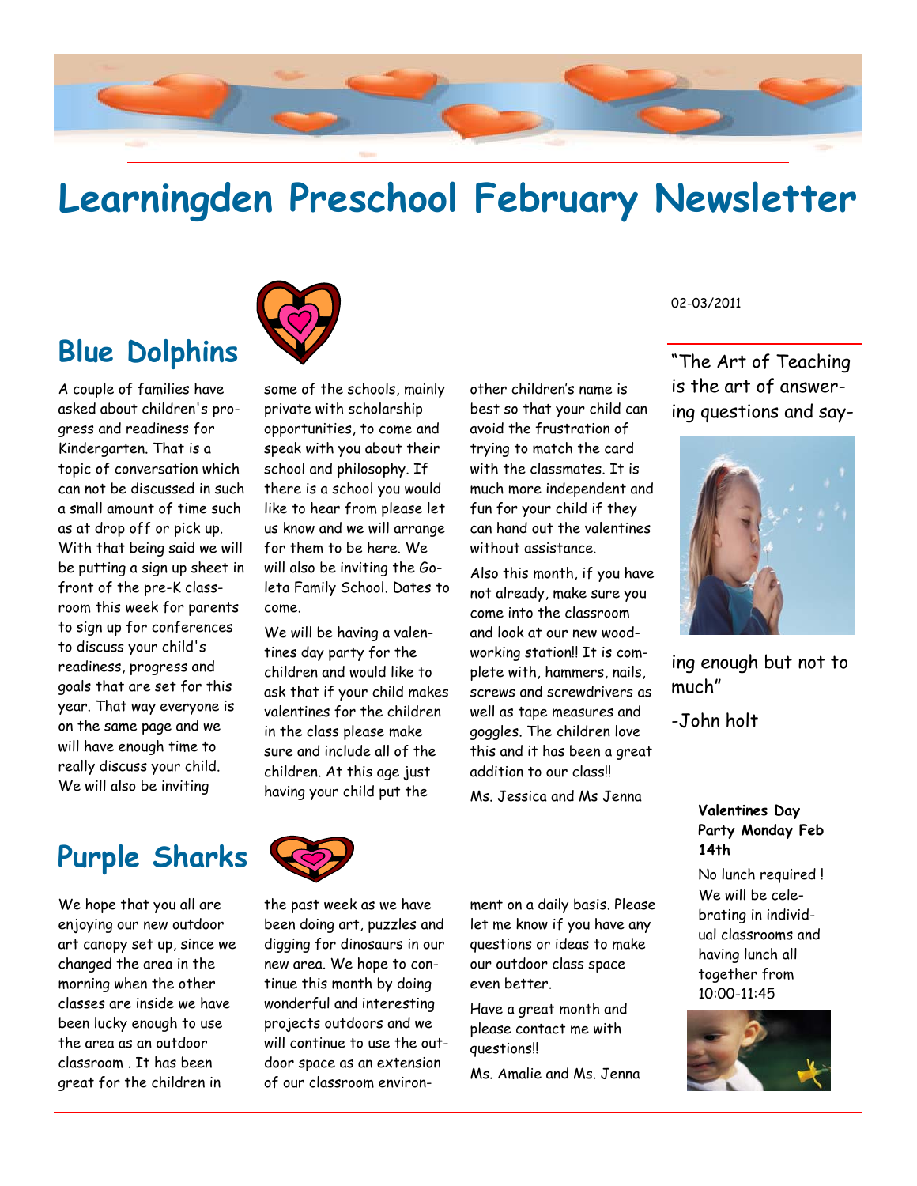# Learningden Preschool February Newsletter

02-03/2011

## Blue Dolphins

A couple of families have asked about children's progress and readiness for Kindergarten. That is a topic of conversation which can not be discussed in such a small amount of time such as at drop off or pick up. With that being said we will be putting a sign up sheet in front of the pre-K classroom this week for parents to sign up for conferences to discuss your child's readiness, progress and goals that are set for this year. That way everyone is on the same page and we will have enough time to really discuss your child. We will also be inviting some of the schools, mainly private with scholarship opportunities, to come and speak with you about their school and philosophy. If there is a school you would like to hear from please let us know and we will arrange for them to be here. We will also be inviting the Goleta Family School. Dates to come.

We will be having a valentines day party for the children and would like to ask that if your child makes valentines for the children in the class please make sure and include all of the children. At this age just having your child put the other children's name is best so that your child can avoid the frustration of trying to match the card with the classmates. It is much more independent and fun for your child if they can hand out the valentines without assistance.

Also this month, if you have not already, make sure you come into the classroom and look at our new woodworking station!! It is complete with, hammers, nails, screws and screwdrivers as well as tape measures and goggles. The children love this and it has been a great addition to our class!!

Ms. Jessica and Ms Jenna

"The Art of Teaching is the art of answering questions and saying enough but not to much"

-John holt

## Purple Sharks

We hope that you all are enjoying our new outdoor art canopy set up, since we changed the area in the morning when the other classes are inside we have been lucky enough to use the area as an outdoor classroom . It has been great for the children in the past week as we have been doing art, puzzles and digging for dinosaurs in our new area. We hope to continue this month by doing wonderful and interesting projects outdoors and we will continue to use the outdoor space as an extension of our classroom environment on a daily basis. Please let me know if you have any questions or ideas to make our outdoor class space even better.

Have a great month and please contact me with questions!!

Ms. Amalie and Ms. Jenna

**Valentines Day Party Monday Feb 14th**

No lunch required ! We will be celebrating in individual classrooms and having lunch all together from 10:00-11:45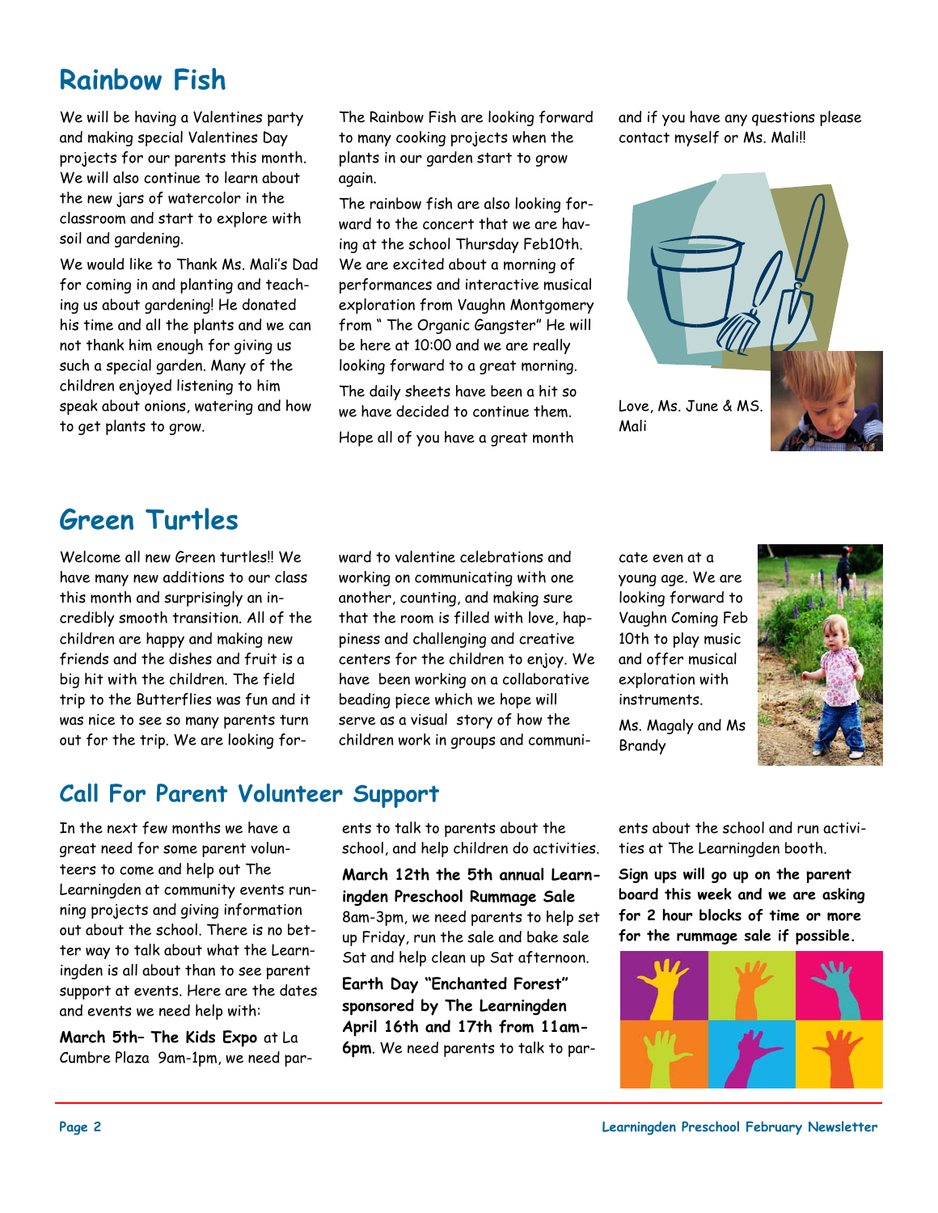## Rainbow Fish

We will be having a Valentines party and making special Valentines Day projects for our parents this month. We will also continue to learn about the new jars of watercolor in the classroom and start to explore with soil and gardening.

We would like to Thank Ms. Mali's Dad for coming in and planting and teaching us about gardening! He donated his time and all the plants and we can not thank him enough for giving us such a special garden. Many of the children enjoyed listening to him speak about onions, watering and how to get plants to grow.

The Rainbow Fish are looking forward to many cooking projects when the plants in our garden start to grow again.

The rainbow fish are also looking forward to the concert that we are having at the school Thursday Feb10th. We are excited about a morning of performances and interactive musical exploration from Vaughn Montgomery from " The Organic Gangster" He will be here at 10:00 and we are really looking forward to a great morning.

The daily sheets have been a hit so we have decided to continue them.

Hope all of you have a great month and if you have any questions please contact myself or Ms. Mali!!

Love, Ms. June & MS. Mali

## Green Turtles

Welcome all new Green turtles!! We have many new additions to our class this month and surprisingly an incredibly smooth transition. All of the children are happy and making new friends and the dishes and fruit is a big hit with the children. The field trip to the Butterflies was fun and it was nice to see so many parents turn out for the trip. We are looking forward to valentine celebrations and working on communicating with one another, counting, and making sure that the room is filled with love, happiness and challenging and creative centers for the children to enjoy. We have been working on a collaborative beading piece which we hope will serve as a visual story of how the children work in groups and communicate even at a young age. We are looking forward to Vaughn Coming Feb 10th to play music and offer musical exploration with instruments.

Ms. Magaly and Ms Brandy

## Call For Parent Volunteer Support

In the next few months we have a great need for some parent volunteers to come and help out The Learningden at community events running projects and giving information out about the school. There is no better way to talk about what the Learningden is all about than to see parent support at events. Here are the dates and events we need help with:

**March 5th– The Kids Expo** at La Cumbre Plaza 9am-1pm, we need parents to talk to parents about the school, and help children do activities.

**March 12th the 5th annual Learningden Preschool Rummage Sale** 8am-3pm, we need parents to help set up Friday, run the sale and bake sale Sat and help clean up Sat afternoon.

**Earth Day "Enchanted Forest" sponsored by The Learningden April 16th and 17th from 11am-6pm**. We need parents to talk to parents about the school and run activities at The Learningden booth.

**Sign ups will go up on the parent board this week and we are asking for 2 hour blocks of time or more for the rummage sale if possible.**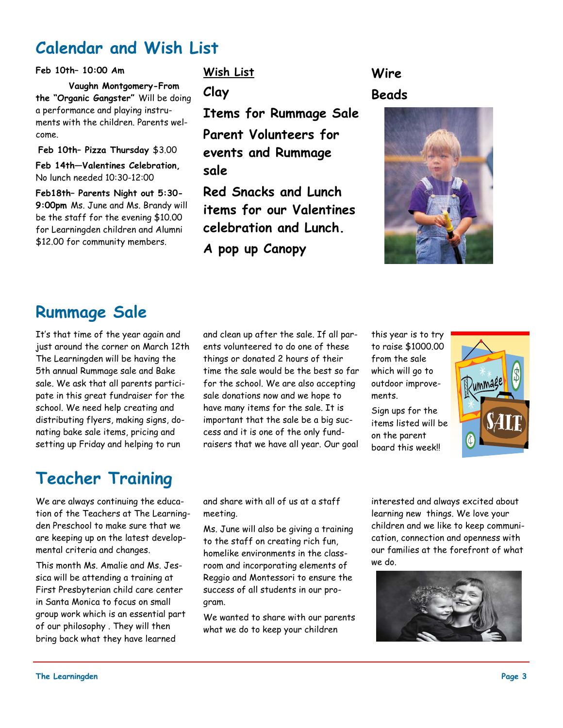# Calendar and Wish List

**Feb 10th– 10:00 Am**

**Vaughn Montgomery-From the "Organic Gangster"** Will be doing a performance and playing instruments with the children. Parents welcome.

**Feb 10th– Pizza Thursday** $3.00

**Feb 14th—Valentines Celebration,** No lunch needed 10:30-12:00

**Feb18th– Parents Night out 5:30-9:00pm** Ms. June and Ms. Brandy will be the staff for the evening $10.00 for Learningden children and Alumni $12.00 for community members.

**Wish List**

**Clay**

**Items for Rummage Sale**

**Parent Volunteers for events and Rummage sale**

**Red Snacks and Lunch items for our Valentines celebration and Lunch.**

**A pop up Canopy**

**Wire**

**Beads**

# Rummage Sale

It's that time of the year again and just around the corner on March 12th The Learningden will be having the 5th annual Rummage sale and Bake sale. We ask that all parents participate in this great fundraiser for the school. We need help creating and distributing flyers, making signs, donating bake sale items, pricing and setting up Friday and helping to run and clean up after the sale. If all parents volunteered to do one of these things or donated 2 hours of their time the sale would be the best so far for the school. We are also accepting sale donations now and we hope to have many items for the sale. It is important that the sale be a big success and it is one of the only fundraisers that we have all year. Our goal this year is to try to raise $1000.00 from the sale which will go to outdoor improvements.

Sign ups for the items listed will be on the parent board this week!!

# Teacher Training

We are always continuing the education of the Teachers at The Learningden Preschool to make sure that we are keeping up on the latest developmental criteria and changes.

This month Ms. Amalie and Ms. Jessica will be attending a training at First Presbyterian child care center in Santa Monica to focus on small group work which is an essential part of our philosophy . They will then bring back what they have learned and share with all of us at a staff meeting.

Ms. June will also be giving a training to the staff on creating rich fun, homelike environments in the classroom and incorporating elements of Reggio and Montessori to ensure the success of all students in our program.

We wanted to share with our parents what we do to keep your children interested and always excited about learning new things. We love your children and we like to keep communication, connection and openness with our families at the forefront of what we do.